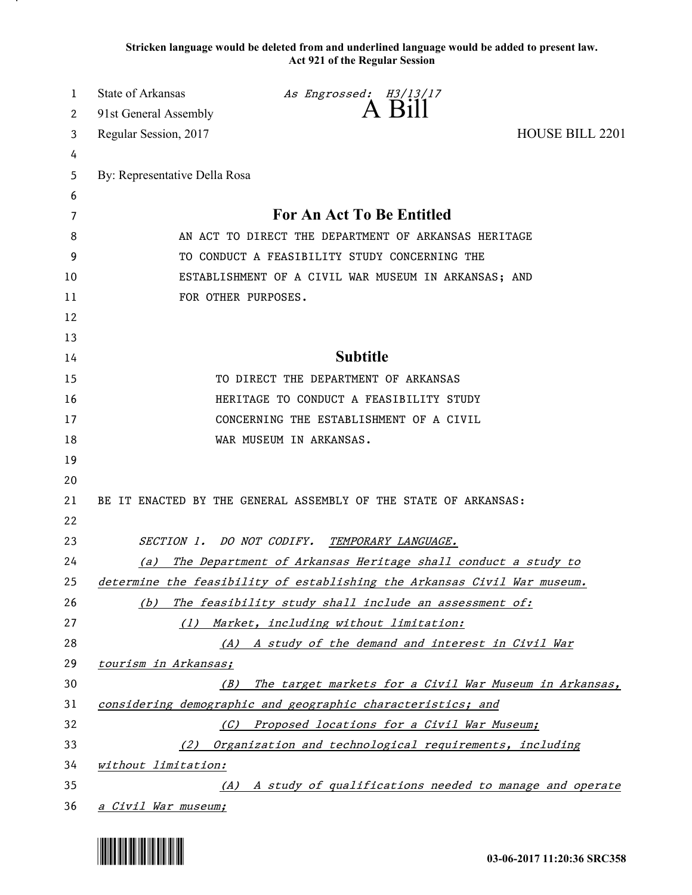**Stricken language would be deleted from and underlined language would be added to present law.**
**Act 921 of the Regular Session**

State of Arkansas — *As Engrossed: H3/13/17*
91st General Assembly

# A Bill

Regular Session, 2017 — HOUSE BILL 2201

By: Representative Della Rosa

## For An Act To Be Entitled

AN ACT TO DIRECT THE DEPARTMENT OF ARKANSAS HERITAGE TO CONDUCT A FEASIBILITY STUDY CONCERNING THE ESTABLISHMENT OF A CIVIL WAR MUSEUM IN ARKANSAS; AND FOR OTHER PURPOSES.

## Subtitle

TO DIRECT THE DEPARTMENT OF ARKANSAS HERITAGE TO CONDUCT A FEASIBILITY STUDY CONCERNING THE ESTABLISHMENT OF A CIVIL WAR MUSEUM IN ARKANSAS.

BE IT ENACTED BY THE GENERAL ASSEMBLY OF THE STATE OF ARKANSAS:

*SECTION 1. DO NOT CODIFY. <u>TEMPORARY LANGUAGE.</u>*

*<u>(a) The Department of Arkansas Heritage shall conduct a study to determine the feasibility of establishing the Arkansas Civil War museum.</u>*

*<u>(b) The feasibility study shall include an assessment of:</u>*

*<u>(1) Market, including without limitation:</u>*

*<u>(A) A study of the demand and interest in Civil War tourism in Arkansas;</u>*

*<u>(B) The target markets for a Civil War Museum in Arkansas, considering demographic and geographic characteristics; and</u>*

*<u>(C) Proposed locations for a Civil War Museum;</u>*

*<u>(2) Organization and technological requirements, including without limitation:</u>*

*<u>(A) A study of qualifications needed to manage and operate a Civil War museum;</u>*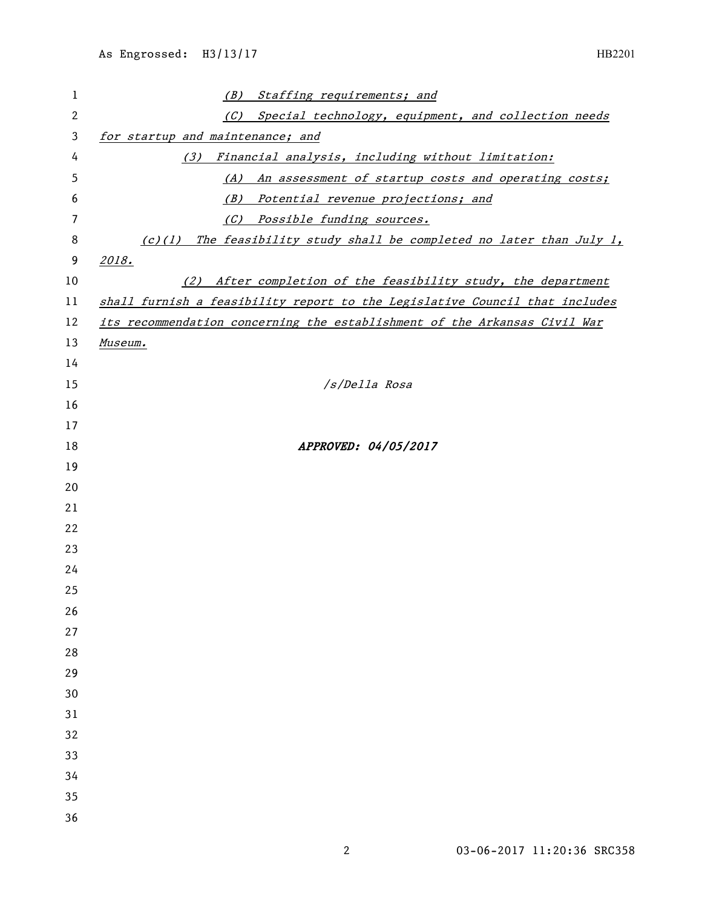*(B) Staffing requirements; and*

*(C) Special technology, equipment, and collection needs for startup and maintenance; and*

*(3) Financial analysis, including without limitation:*

*(A) An assessment of startup costs and operating costs;*

*(B) Potential revenue projections; and*

*(C) Possible funding sources.*

*(c)(1) The feasibility study shall be completed no later than July 1, 2018.*

*(2) After completion of the feasibility study, the department shall furnish a feasibility report to the Legislative Council that includes its recommendation concerning the establishment of the Arkansas Civil War Museum.*

/s/Della Rosa

***APPROVED: 04/05/2017***